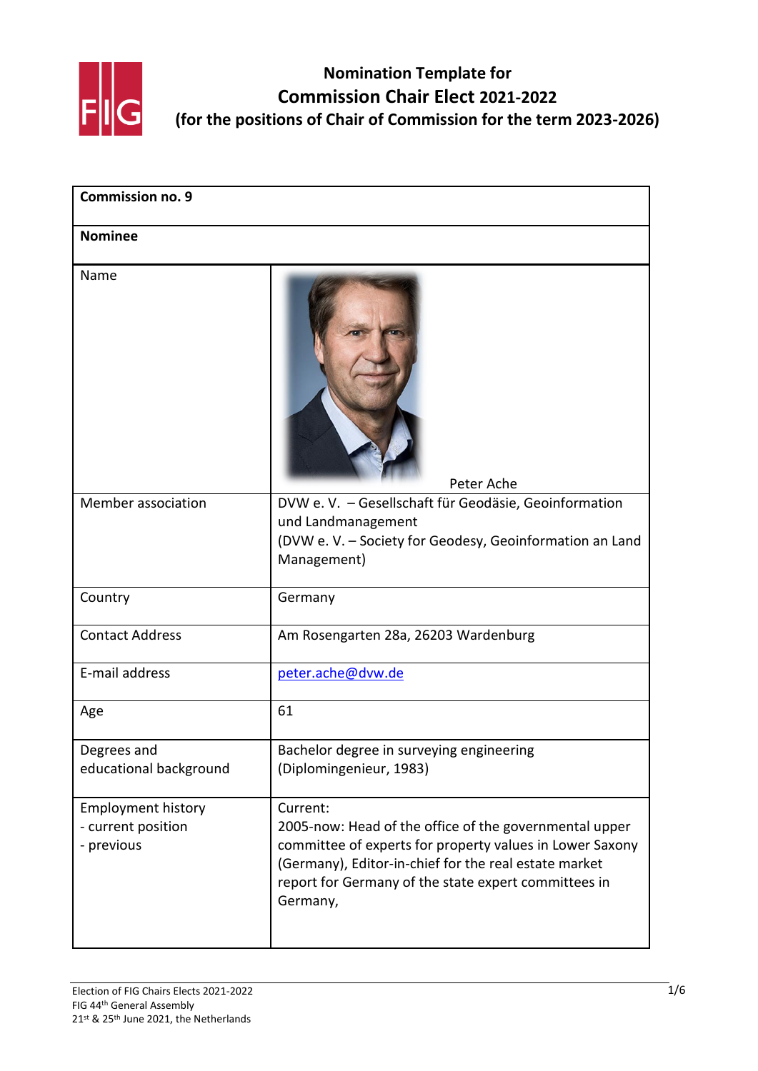# Nomination Template for Commission Chair Elect 2021-2022 (for the positions of Chair of Commission for the term 2023-2026)

| **Commission no. 9** | |
|---|---|
| **Nominee** | |
| Name | Peter Ache |
| Member association | DVW e. V. – Gesellschaft für Geodäsie, Geoinformation und Landmanagement (DVW e. V. – Society for Geodesy, Geoinformation an Land Management) |
| Country | Germany |
| Contact Address | Am Rosengarten 28a, 26203 Wardenburg |
| E-mail address | peter.ache@dvw.de |
| Age | 61 |
| Degrees and educational background | Bachelor degree in surveying engineering (Diplomingenieur, 1983) |
| Employment history<br>- current position<br>- previous | Current:<br>2005-now: Head of the office of the governmental upper committee of experts for property values in Lower Saxony (Germany), Editor-in-chief for the real estate market report for Germany of the state expert committees in Germany, |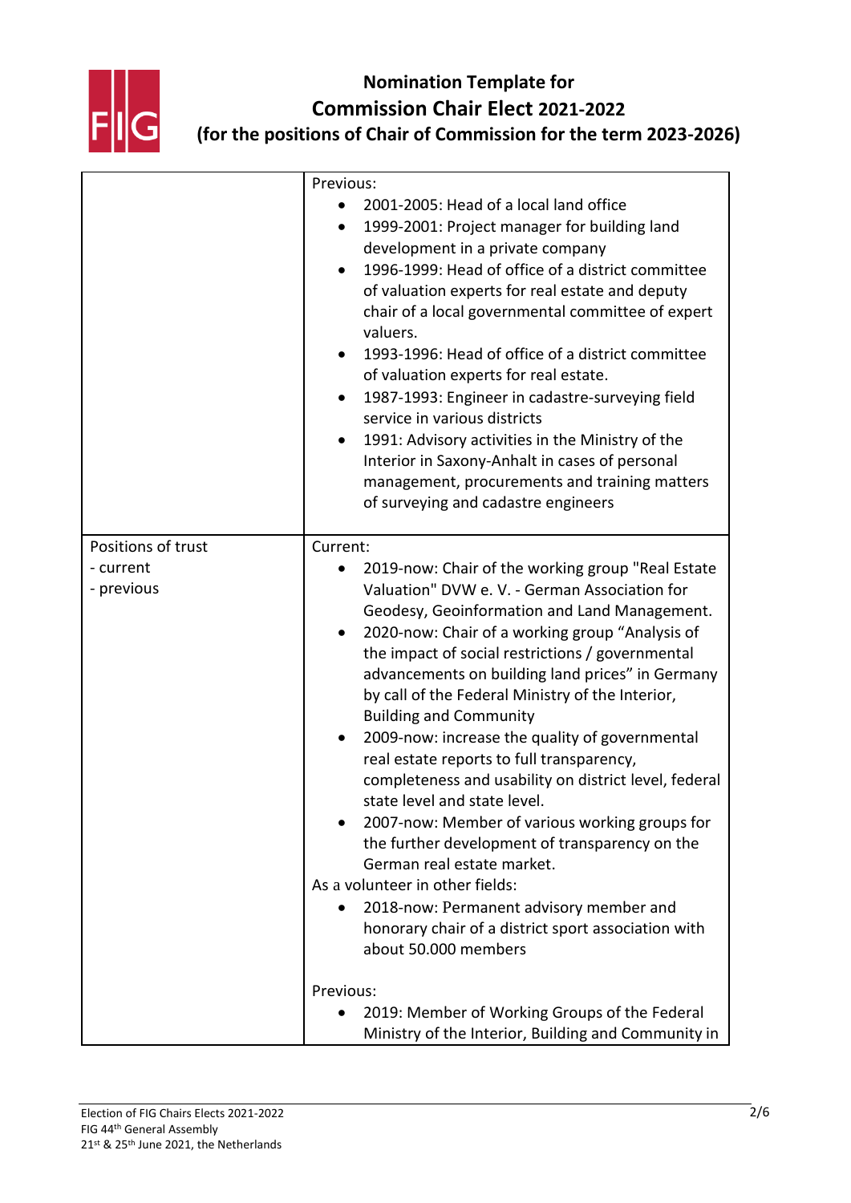# Nomination Template for Commission Chair Elect 2021-2022 (for the positions of Chair of Commission for the term 2023-2026)

| | |
|---|---|
| | Previous:<br>• 2001-2005: Head of a local land office<br>• 1999-2001: Project manager for building land development in a private company<br>• 1996-1999: Head of office of a district committee of valuation experts for real estate and deputy chair of a local governmental committee of expert valuers.<br>• 1993-1996: Head of office of a district committee of valuation experts for real estate.<br>• 1987-1993: Engineer in cadastre-surveying field service in various districts<br>• 1991: Advisory activities in the Ministry of the Interior in Saxony-Anhalt in cases of personal management, procurements and training matters of surveying and cadastre engineers |
| Positions of trust<br>- current<br>- previous | Current:<br>• 2019-now: Chair of the working group "Real Estate Valuation" DVW e. V. - German Association for Geodesy, Geoinformation and Land Management.<br>• 2020-now: Chair of a working group "Analysis of the impact of social restrictions / governmental advancements on building land prices" in Germany by call of the Federal Ministry of the Interior, Building and Community<br>• 2009-now: increase the quality of governmental real estate reports to full transparency, completeness and usability on district level, federal state level and state level.<br>• 2007-now: Member of various working groups for the further development of transparency on the German real estate market.<br>As a volunteer in other fields:<br>• 2018-now: Permanent advisory member and honorary chair of a district sport association with about 50.000 members<br><br>Previous:<br>• 2019: Member of Working Groups of the Federal Ministry of the Interior, Building and Community in |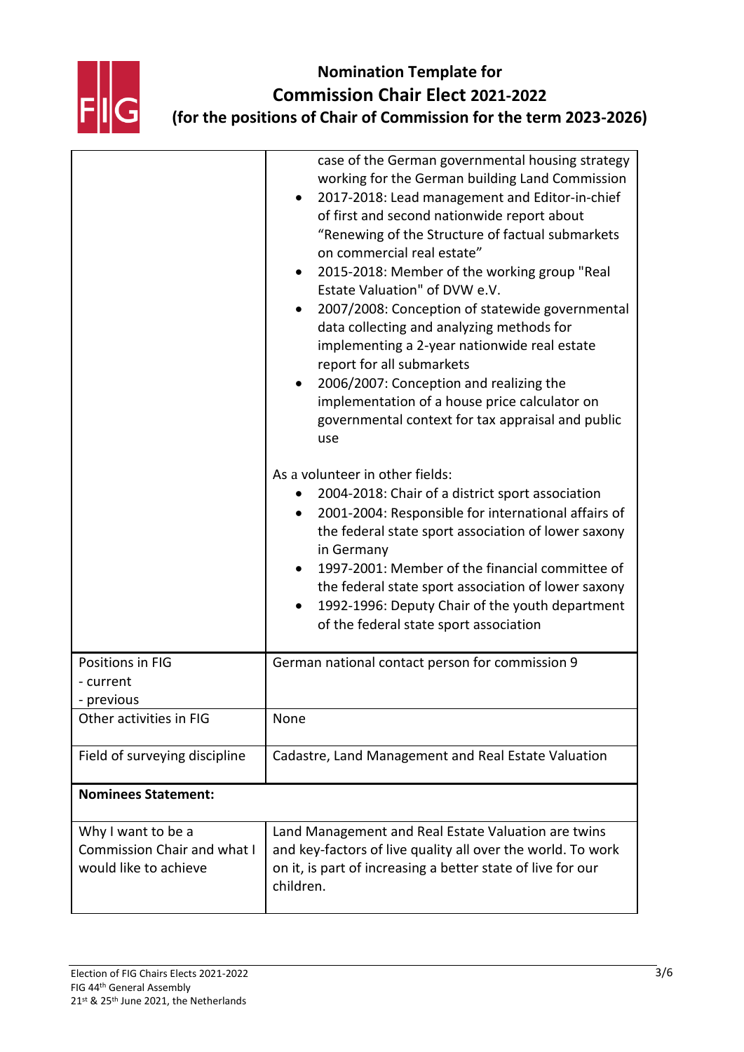# Nomination Template for Commission Chair Elect 2021-2022 (for the positions of Chair of Commission for the term 2023-2026)

| | |
|---|---|
| | case of the German governmental housing strategy working for the German building Land Commission<br>• 2017-2018: Lead management and Editor-in-chief of first and second nationwide report about "Renewing of the Structure of factual submarkets on commercial real estate"<br>• 2015-2018: Member of the working group "Real Estate Valuation" of DVW e.V.<br>• 2007/2008: Conception of statewide governmental data collecting and analyzing methods for implementing a 2-year nationwide real estate report for all submarkets<br>• 2006/2007: Conception and realizing the implementation of a house price calculator on governmental context for tax appraisal and public use<br><br>As a volunteer in other fields:<br>• 2004-2018: Chair of a district sport association<br>• 2001-2004: Responsible for international affairs of the federal state sport association of lower saxony in Germany<br>• 1997-2001: Member of the financial committee of the federal state sport association of lower saxony<br>• 1992-1996: Deputy Chair of the youth department of the federal state sport association |
| Positions in FIG<br>- current<br>- previous | German national contact person for commission 9 |
| Other activities in FIG | None |
| Field of surveying discipline | Cadastre, Land Management and Real Estate Valuation |
| **Nominees Statement:** | |
| Why I want to be a Commission Chair and what I would like to achieve | Land Management and Real Estate Valuation are twins and key-factors of live quality all over the world. To work on it, is part of increasing a better state of live for our children. |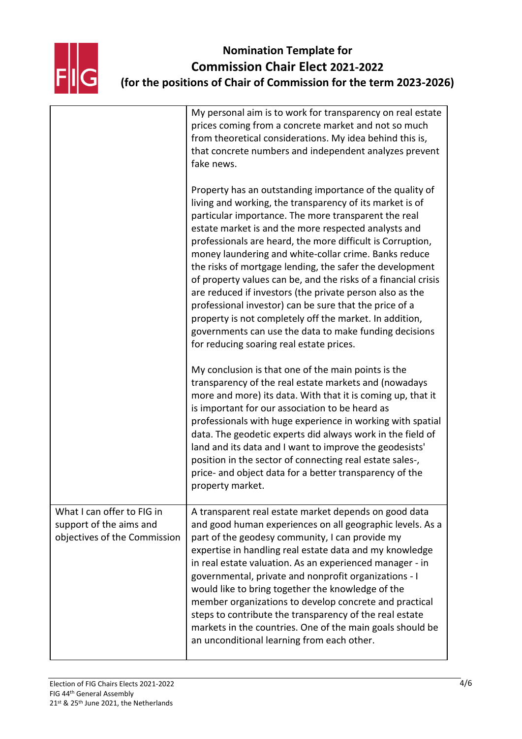# Nomination Template for Commission Chair Elect 2021-2022 (for the positions of Chair of Commission for the term 2023-2026)

| | |
|---|---|
| | My personal aim is to work for transparency on real estate prices coming from a concrete market and not so much from theoretical considerations. My idea behind this is, that concrete numbers and independent analyzes prevent fake news.<br><br>Property has an outstanding importance of the quality of living and working, the transparency of its market is of particular importance. The more transparent the real estate market is and the more respected analysts and professionals are heard, the more difficult is Corruption, money laundering and white-collar crime. Banks reduce the risks of mortgage lending, the safer the development of property values can be, and the risks of a financial crisis are reduced if investors (the private person also as the professional investor) can be sure that the price of a property is not completely off the market. In addition, governments can use the data to make funding decisions for reducing soaring real estate prices.<br><br>My conclusion is that one of the main points is the transparency of the real estate markets and (nowadays more and more) its data. With that it is coming up, that it is important for our association to be heard as professionals with huge experience in working with spatial data. The geodetic experts did always work in the field of land and its data and I want to improve the geodesists' position in the sector of connecting real estate sales-, price- and object data for a better transparency of the property market. |
| What I can offer to FIG in support of the aims and objectives of the Commission | A transparent real estate market depends on good data and good human experiences on all geographic levels. As a part of the geodesy community, I can provide my expertise in handling real estate data and my knowledge in real estate valuation. As an experienced manager - in governmental, private and nonprofit organizations - I would like to bring together the knowledge of the member organizations to develop concrete and practical steps to contribute the transparency of the real estate markets in the countries. One of the main goals should be an unconditional learning from each other. |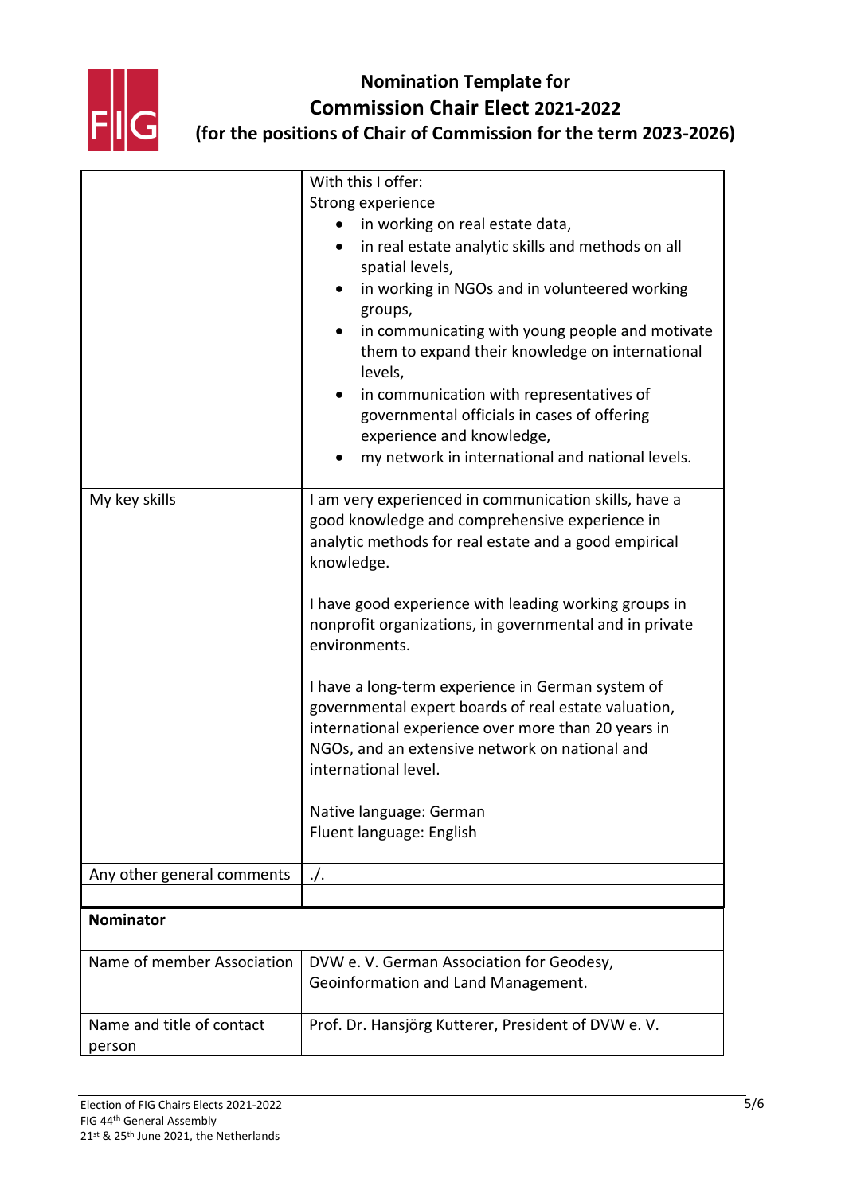# Nomination Template for Commission Chair Elect 2021-2022 (for the positions of Chair of Commission for the term 2023-2026)

| | |
|---|---|
| | With this I offer:<br>Strong experience<br>• in working on real estate data,<br>• in real estate analytic skills and methods on all spatial levels,<br>• in working in NGOs and in volunteered working groups,<br>• in communicating with young people and motivate them to expand their knowledge on international levels,<br>• in communication with representatives of governmental officials in cases of offering experience and knowledge,<br>• my network in international and national levels. |
| My key skills | I am very experienced in communication skills, have a good knowledge and comprehensive experience in analytic methods for real estate and a good empirical knowledge.<br><br>I have good experience with leading working groups in nonprofit organizations, in governmental and in private environments.<br><br>I have a long-term experience in German system of governmental expert boards of real estate valuation, international experience over more than 20 years in NGOs, and an extensive network on national and international level.<br><br>Native language: German<br>Fluent language: English |
| Any other general comments | ./. |
| | |
| **Nominator** | |
| Name of member Association | DVW e. V. German Association for Geodesy, Geoinformation and Land Management. |
| Name and title of contact person | Prof. Dr. Hansjörg Kutterer, President of DVW e. V. |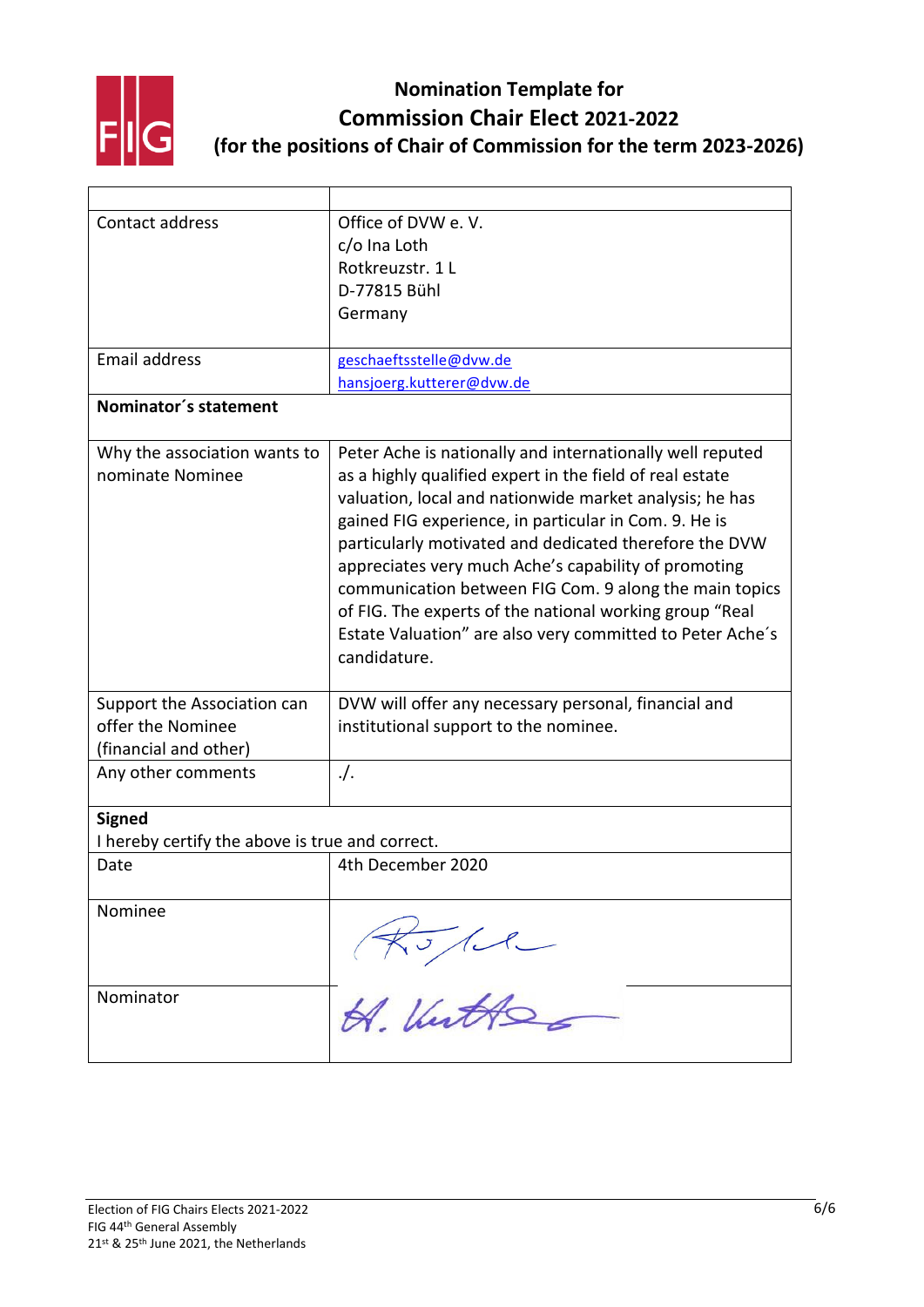# Nomination Template for Commission Chair Elect 2021-2022 (for the positions of Chair of Commission for the term 2023-2026)

| | |
|---|---|
| Contact address | Office of DVW e. V.<br>c/o Ina Loth<br>Rotkreuzstr. 1 L<br>D-77815 Bühl<br>Germany |
| Email address | geschaeftsstelle@dvw.de<br>hansjoerg.kutterer@dvw.de |
| **Nominator´s statement** | |
| Why the association wants to nominate Nominee | Peter Ache is nationally and internationally well reputed as a highly qualified expert in the field of real estate valuation, local and nationwide market analysis; he has gained FIG experience, in particular in Com. 9. He is particularly motivated and dedicated therefore the DVW appreciates very much Ache's capability of promoting communication between FIG Com. 9 along the main topics of FIG. The experts of the national working group "Real Estate Valuation" are also very committed to Peter Ache´s candidature. |
| Support the Association can offer the Nominee (financial and other) | DVW will offer any necessary personal, financial and institutional support to the nominee. |
| Any other comments | ./. |
| **Signed**<br>I hereby certify the above is true and correct. | |
| Date | 4th December 2020 |
| Nominee | [signature] |
| Nominator | [signature] |

Election of FIG Chairs Elects 2021-2022
FIG 44th General Assembly
21st & 25th June 2021, the Netherlands